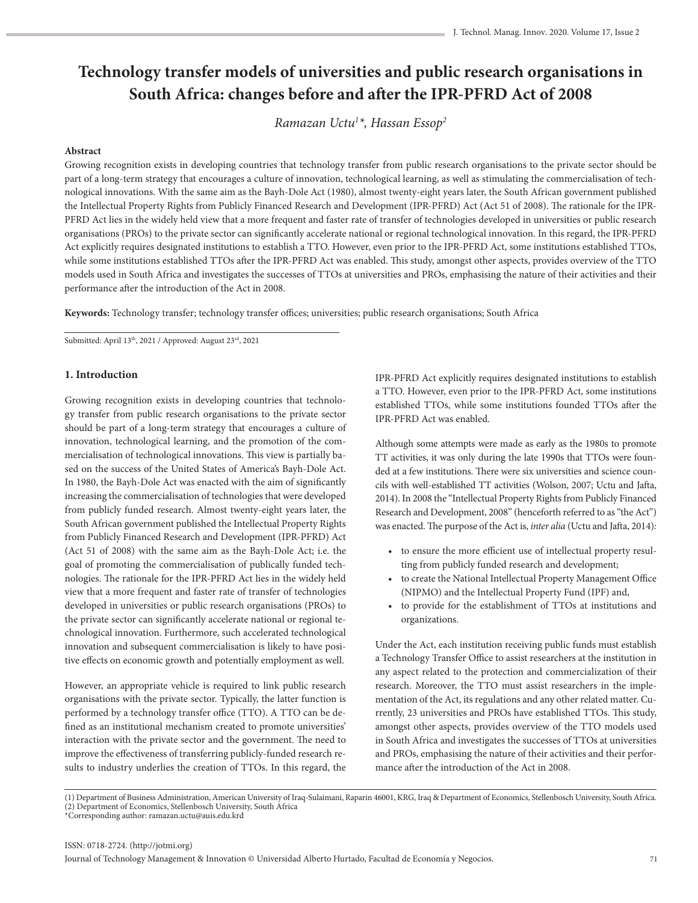# Technology transfer models of universities and public research organisations in South Africa: changes before and after the IPR-PFRD Act of 2008

*Ramazan Uctu[1]\*, Hassan Essop[2]*

**Abstract**

Growing recognition exists in developing countries that technology transfer from public research organisations to the private sector should be part of a long-term strategy that encourages a culture of innovation, technological learning, as well as stimulating the commercialisation of technological innovations. With the same aim as the Bayh-Dole Act (1980), almost twenty-eight years later, the South African government published the Intellectual Property Rights from Publicly Financed Research and Development (IPR-PFRD) Act (Act 51 of 2008). The rationale for the IPR-PFRD Act lies in the widely held view that a more frequent and faster rate of transfer of technologies developed in universities or public research organisations (PROs) to the private sector can significantly accelerate national or regional technological innovation. In this regard, the IPR-PFRD Act explicitly requires designated institutions to establish a TTO. However, even prior to the IPR-PFRD Act, some institutions established TTOs, while some institutions established TTOs after the IPR-PFRD Act was enabled. This study, amongst other aspects, provides overview of the TTO models used in South Africa and investigates the successes of TTOs at universities and PROs, emphasising the nature of their activities and their performance after the introduction of the Act in 2008.

**Keywords:** Technology transfer; technology transfer offices; universities; public research organisations; South Africa

Submitted: April 13th, 2021 / Approved: August 23rd, 2021

## 1. Introduction

Growing recognition exists in developing countries that technology transfer from public research organisations to the private sector should be part of a long-term strategy that encourages a culture of innovation, technological learning, and the promotion of the commercialisation of technological innovations. This view is partially based on the success of the United States of America's Bayh-Dole Act. In 1980, the Bayh-Dole Act was enacted with the aim of significantly increasing the commercialisation of technologies that were developed from publicly funded research. Almost twenty-eight years later, the South African government published the Intellectual Property Rights from Publicly Financed Research and Development (IPR-PFRD) Act (Act 51 of 2008) with the same aim as the Bayh-Dole Act; i.e. the goal of promoting the commercialisation of publically funded technologies. The rationale for the IPR-PFRD Act lies in the widely held view that a more frequent and faster rate of transfer of technologies developed in universities or public research organisations (PROs) to the private sector can significantly accelerate national or regional technological innovation. Furthermore, such accelerated technological innovation and subsequent commercialisation is likely to have positive effects on economic growth and potentially employment as well.

However, an appropriate vehicle is required to link public research organisations with the private sector. Typically, the latter function is performed by a technology transfer office (TTO). A TTO can be defined as an institutional mechanism created to promote universities' interaction with the private sector and the government. The need to improve the effectiveness of transferring publicly-funded research results to industry underlies the creation of TTOs. In this regard, the IPR-PFRD Act explicitly requires designated institutions to establish a TTO. However, even prior to the IPR-PFRD Act, some institutions established TTOs, while some institutions founded TTOs after the IPR-PFRD Act was enabled.

Although some attempts were made as early as the 1980s to promote TT activities, it was only during the late 1990s that TTOs were founded at a few institutions. There were six universities and science councils with well-established TT activities (Wolson, 2007; Uctu and Jafta, 2014). In 2008 the "Intellectual Property Rights from Publicly Financed Research and Development, 2008" (henceforth referred to as "the Act") was enacted. The purpose of the Act is, *inter alia* (Uctu and Jafta, 2014):

- to ensure the more efficient use of intellectual property resulting from publicly funded research and development;
- to create the National Intellectual Property Management Office (NIPMO) and the Intellectual Property Fund (IPF) and,
- to provide for the establishment of TTOs at institutions and organizations.

Under the Act, each institution receiving public funds must establish a Technology Transfer Office to assist researchers at the institution in any aspect related to the protection and commercialization of their research. Moreover, the TTO must assist researchers in the implementation of the Act, its regulations and any other related matter. Currently, 23 universities and PROs have established TTOs. This study, amongst other aspects, provides overview of the TTO models used in South Africa and investigates the successes of TTOs at universities and PROs, emphasising the nature of their activities and their performance after the introduction of the Act in 2008.

(1) Department of Business Administration, American University of Iraq-Sulaimani, Raparin 46001, KRG, Iraq & Department of Economics, Stellenbosch University, South Africa.
(2) Department of Economics, Stellenbosch University, South Africa
\*Corresponding author: ramazan.uctu@auis.edu.krd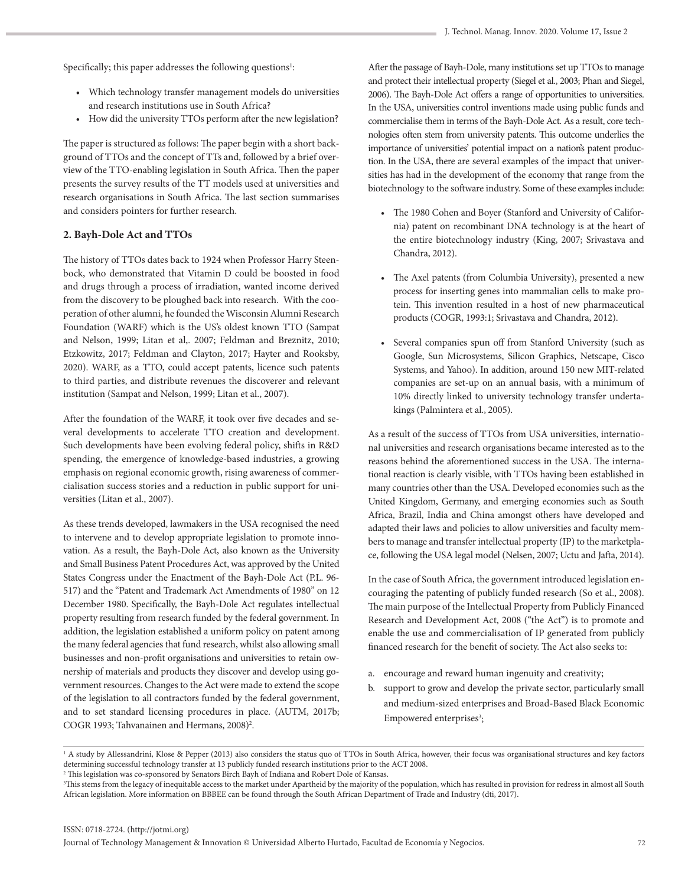Specifically; this paper addresses the following questions[1]:

- Which technology transfer management models do universities and research institutions use in South Africa?
- How did the university TTOs perform after the new legislation?

The paper is structured as follows: The paper begin with a short background of TTOs and the concept of TTs and, followed by a brief overview of the TTO-enabling legislation in South Africa. Then the paper presents the survey results of the TT models used at universities and research organisations in South Africa. The last section summarises and considers pointers for further research.

## 2. Bayh-Dole Act and TTOs

The history of TTOs dates back to 1924 when Professor Harry Steenbock, who demonstrated that Vitamin D could be boosted in food and drugs through a process of irradiation, wanted income derived from the discovery to be ploughed back into research. With the cooperation of other alumni, he founded the Wisconsin Alumni Research Foundation (WARF) which is the US's oldest known TTO (Sampat and Nelson, 1999; Litan et al,. 2007; Feldman and Breznitz, 2010; Etzkowitz, 2017; Feldman and Clayton, 2017; Hayter and Rooksby, 2020). WARF, as a TTO, could accept patents, licence such patents to third parties, and distribute revenues the discoverer and relevant institution (Sampat and Nelson, 1999; Litan et al., 2007).

After the foundation of the WARF, it took over five decades and several developments to accelerate TTO creation and development. Such developments have been evolving federal policy, shifts in R&D spending, the emergence of knowledge-based industries, a growing emphasis on regional economic growth, rising awareness of commercialisation success stories and a reduction in public support for universities (Litan et al., 2007).

As these trends developed, lawmakers in the USA recognised the need to intervene and to develop appropriate legislation to promote innovation. As a result, the Bayh-Dole Act, also known as the University and Small Business Patent Procedures Act, was approved by the United States Congress under the Enactment of the Bayh-Dole Act (P.L. 96-517) and the "Patent and Trademark Act Amendments of 1980" on 12 December 1980. Specifically, the Bayh-Dole Act regulates intellectual property resulting from research funded by the federal government. In addition, the legislation established a uniform policy on patent among the many federal agencies that fund research, whilst also allowing small businesses and non-profit organisations and universities to retain ownership of materials and products they discover and develop using government resources. Changes to the Act were made to extend the scope of the legislation to all contractors funded by the federal government, and to set standard licensing procedures in place. (AUTM, 2017b; COGR 1993; Tahvanainen and Hermans, 2008)[2].

After the passage of Bayh-Dole, many institutions set up TTOs to manage and protect their intellectual property (Siegel et al., 2003; Phan and Siegel, 2006). The Bayh-Dole Act offers a range of opportunities to universities. In the USA, universities control inventions made using public funds and commercialise them in terms of the Bayh-Dole Act. As a result, core technologies often stem from university patents. This outcome underlies the importance of universities' potential impact on a nation's patent production. In the USA, there are several examples of the impact that universities has had in the development of the economy that range from the biotechnology to the software industry. Some of these examples include:

- The 1980 Cohen and Boyer (Stanford and University of California) patent on recombinant DNA technology is at the heart of the entire biotechnology industry (King, 2007; Srivastava and Chandra, 2012).
- The Axel patents (from Columbia University), presented a new process for inserting genes into mammalian cells to make protein. This invention resulted in a host of new pharmaceutical products (COGR, 1993:1; Srivastava and Chandra, 2012).
- Several companies spun off from Stanford University (such as Google, Sun Microsystems, Silicon Graphics, Netscape, Cisco Systems, and Yahoo). In addition, around 150 new MIT-related companies are set-up on an annual basis, with a minimum of 10% directly linked to university technology transfer undertakings (Palmintera et al., 2005).

As a result of the success of TTOs from USA universities, international universities and research organisations became interested as to the reasons behind the aforementioned success in the USA. The international reaction is clearly visible, with TTOs having been established in many countries other than the USA. Developed economies such as the United Kingdom, Germany, and emerging economies such as South Africa, Brazil, India and China amongst others have developed and adapted their laws and policies to allow universities and faculty members to manage and transfer intellectual property (IP) to the marketplace, following the USA legal model (Nelsen, 2007; Uctu and Jafta, 2014).

In the case of South Africa, the government introduced legislation encouraging the patenting of publicly funded research (So et al., 2008). The main purpose of the Intellectual Property from Publicly Financed Research and Development Act, 2008 ("the Act") is to promote and enable the use and commercialisation of IP generated from publicly financed research for the benefit of society. The Act also seeks to:

a. encourage and reward human ingenuity and creativity;
b. support to grow and develop the private sector, particularly small and medium-sized enterprises and Broad-Based Black Economic Empowered enterprises[3];

---

[1] A study by Allessandrini, Klose & Pepper (2013) also considers the status quo of TTOs in South Africa, however, their focus was organisational structures and key factors determining successful technology transfer at 13 publicly funded research institutions prior to the ACT 2008.

[2] This legislation was co-sponsored by Senators Birch Bayh of Indiana and Robert Dole of Kansas.

[3] This stems from the legacy of inequitable access to the market under Apartheid by the majority of the population, which has resulted in provision for redress in almost all South African legislation. More information on BBBEE can be found through the South African Department of Trade and Industry (dti, 2017).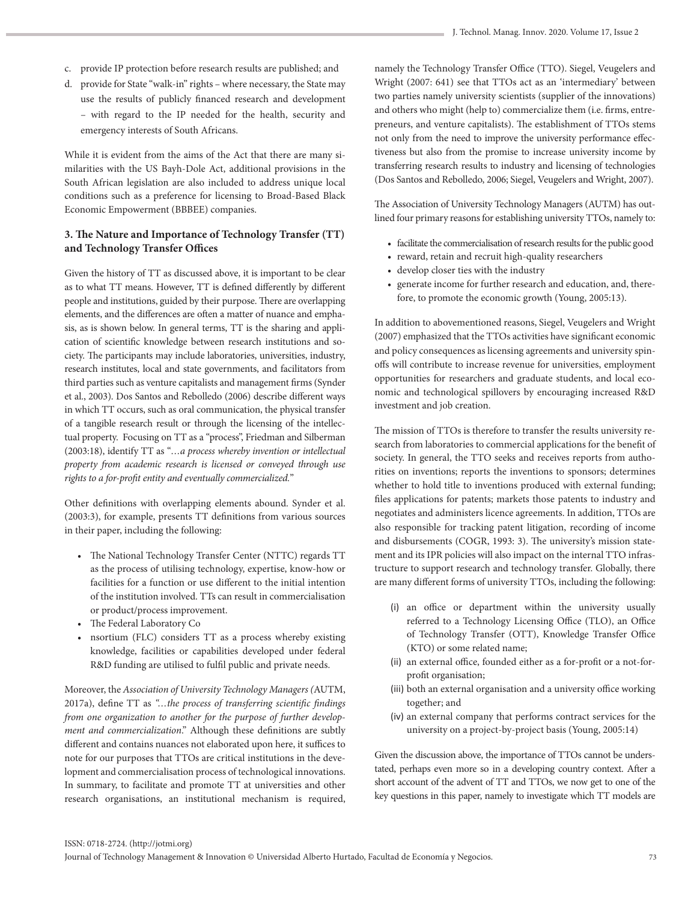c. provide IP protection before research results are published; and
d. provide for State "walk-in" rights – where necessary, the State may use the results of publicly financed research and development – with regard to the IP needed for the health, security and emergency interests of South Africans.

While it is evident from the aims of the Act that there are many similarities with the US Bayh-Dole Act, additional provisions in the South African legislation are also included to address unique local conditions such as a preference for licensing to Broad-Based Black Economic Empowerment (BBBEE) companies.

### 3. The Nature and Importance of Technology Transfer (TT) and Technology Transfer Offices

Given the history of TT as discussed above, it is important to be clear as to what TT means. However, TT is defined differently by different people and institutions, guided by their purpose. There are overlapping elements, and the differences are often a matter of nuance and emphasis, as is shown below. In general terms, TT is the sharing and application of scientific knowledge between research institutions and society. The participants may include laboratories, universities, industry, research institutes, local and state governments, and facilitators from third parties such as venture capitalists and management firms (Synder et al., 2003). Dos Santos and Rebolledo (2006) describe different ways in which TT occurs, such as oral communication, the physical transfer of a tangible research result or through the licensing of the intellectual property. Focusing on TT as a "process", Friedman and Silberman (2003:18), identify TT as "*…a process whereby invention or intellectual property from academic research is licensed or conveyed through use rights to a for-profit entity and eventually commercialized.*"

Other definitions with overlapping elements abound. Synder et al. (2003:3), for example, presents TT definitions from various sources in their paper, including the following:

- The National Technology Transfer Center (NTTC) regards TT as the process of utilising technology, expertise, know-how or facilities for a function or use different to the initial intention of the institution involved. TTs can result in commercialisation or product/process improvement.
- The Federal Laboratory Co
- nsortium (FLC) considers TT as a process whereby existing knowledge, facilities or capabilities developed under federal R&D funding are utilised to fulfil public and private needs.

Moreover, the *Association of University Technology Managers (*AUTM, 2017a), define TT as *"…the process of transferring scientific findings from one organization to another for the purpose of further development and commercialization*." Although these definitions are subtly different and contains nuances not elaborated upon here, it suffices to note for our purposes that TTOs are critical institutions in the development and commercialisation process of technological innovations. In summary, to facilitate and promote TT at universities and other research organisations, an institutional mechanism is required, namely the Technology Transfer Office (TTO). Siegel, Veugelers and Wright (2007: 641) see that TTOs act as an 'intermediary' between two parties namely university scientists (supplier of the innovations) and others who might (help to) commercialize them (i.e. firms, entrepreneurs, and venture capitalists). The establishment of TTOs stems not only from the need to improve the university performance effectiveness but also from the promise to increase university income by transferring research results to industry and licensing of technologies (Dos Santos and Rebolledo, 2006; Siegel, Veugelers and Wright, 2007).

The Association of University Technology Managers (AUTM) has outlined four primary reasons for establishing university TTOs, namely to:

- facilitate the commercialisation of research results for the public good
- reward, retain and recruit high-quality researchers
- develop closer ties with the industry
- generate income for further research and education, and, therefore, to promote the economic growth (Young, 2005:13).

In addition to abovementioned reasons, Siegel, Veugelers and Wright (2007) emphasized that the TTOs activities have significant economic and policy consequences as licensing agreements and university spinoffs will contribute to increase revenue for universities, employment opportunities for researchers and graduate students, and local economic and technological spillovers by encouraging increased R&D investment and job creation.

The mission of TTOs is therefore to transfer the results university research from laboratories to commercial applications for the benefit of society. In general, the TTO seeks and receives reports from authorities on inventions; reports the inventions to sponsors; determines whether to hold title to inventions produced with external funding; files applications for patents; markets those patents to industry and negotiates and administers licence agreements. In addition, TTOs are also responsible for tracking patent litigation, recording of income and disbursements (COGR, 1993: 3). The university's mission statement and its IPR policies will also impact on the internal TTO infrastructure to support research and technology transfer. Globally, there are many different forms of university TTOs, including the following:

(i) an office or department within the university usually referred to a Technology Licensing Office (TLO), an Office of Technology Transfer (OTT), Knowledge Transfer Office (KTO) or some related name;
(ii) an external office, founded either as a for-profit or a not-for-profit organisation;
(iii) both an external organisation and a university office working together; and
(iv) an external company that performs contract services for the university on a project-by-project basis (Young, 2005:14)

Given the discussion above, the importance of TTOs cannot be understated, perhaps even more so in a developing country context. After a short account of the advent of TT and TTOs, we now get to one of the key questions in this paper, namely to investigate which TT models are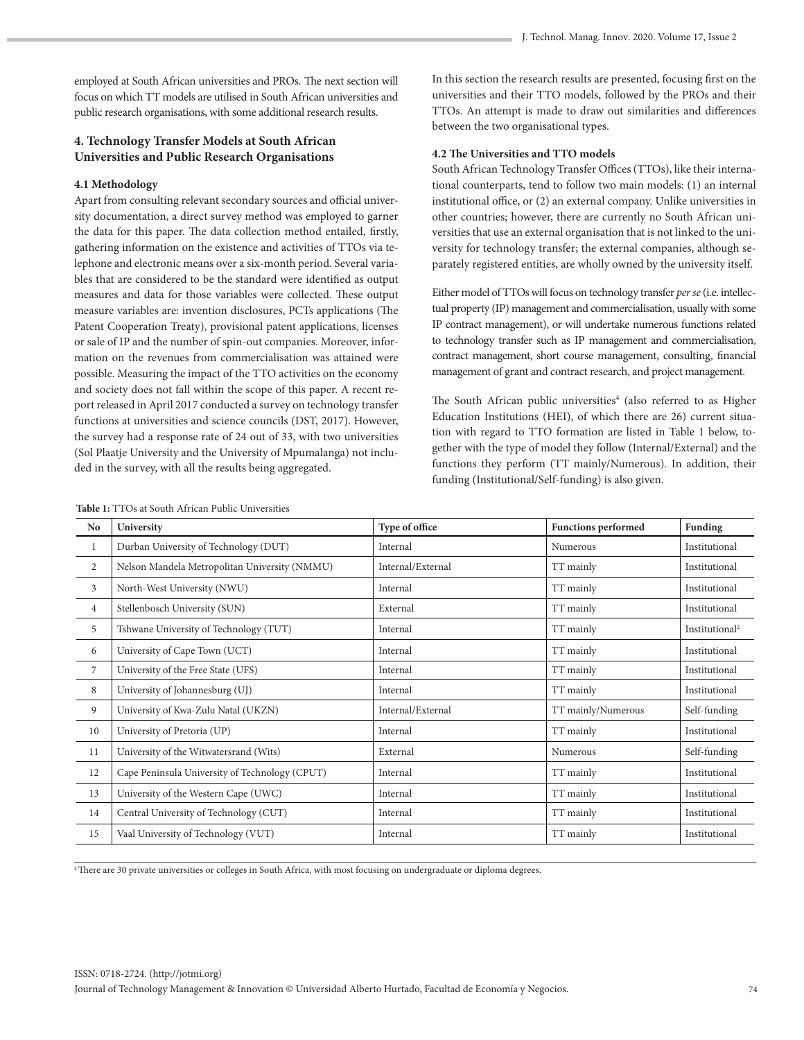employed at South African universities and PROs. The next section will focus on which TT models are utilised in South African universities and public research organisations, with some additional research results.

## 4. Technology Transfer Models at South African Universities and Public Research Organisations

### 4.1 Methodology

Apart from consulting relevant secondary sources and official university documentation, a direct survey method was employed to garner the data for this paper. The data collection method entailed, firstly, gathering information on the existence and activities of TTOs via telephone and electronic means over a six-month period. Several variables that are considered to be the standard were identified as output measures and data for those variables were collected. These output measure variables are: invention disclosures, PCTs applications (The Patent Cooperation Treaty), provisional patent applications, licenses or sale of IP and the number of spin-out companies. Moreover, information on the revenues from commercialisation was attained were possible. Measuring the impact of the TTO activities on the economy and society does not fall within the scope of this paper. A recent report released in April 2017 conducted a survey on technology transfer functions at universities and science councils (DST, 2017). However, the survey had a response rate of 24 out of 33, with two universities (Sol Plaatje University and the University of Mpumalanga) not included in the survey, with all the results being aggregated.

In this section the research results are presented, focusing first on the universities and their TTO models, followed by the PROs and their TTOs. An attempt is made to draw out similarities and differences between the two organisational types.

### 4.2 The Universities and TTO models

South African Technology Transfer Offices (TTOs), like their international counterparts, tend to follow two main models: (1) an internal institutional office, or (2) an external company. Unlike universities in other countries; however, there are currently no South African universities that use an external organisation that is not linked to the university for technology transfer; the external companies, although separately registered entities, are wholly owned by the university itself.

Either model of TTOs will focus on technology transfer *per se* (i.e. intellectual property (IP) management and commercialisation, usually with some IP contract management), or will undertake numerous functions related to technology transfer such as IP management and commercialisation, contract management, short course management, consulting, financial management of grant and contract research, and project management.

The South African public universities[4] (also referred to as Higher Education Institutions (HEI), of which there are 26) current situation with regard to TTO formation are listed in Table 1 below, together with the type of model they follow (Internal/External) and the functions they perform (TT mainly/Numerous). In addition, their funding (Institutional/Self-funding) is also given.

**Table 1:** TTOs at South African Public Universities

| No | University | Type of office | Functions performed | Funding |
|---|---|---|---|---|
| 1 | Durban University of Technology (DUT) | Internal | Numerous | Institutional |
| 2 | Nelson Mandela Metropolitan University (NMMU) | Internal/External | TT mainly | Institutional |
| 3 | North-West University (NWU) | Internal | TT mainly | Institutional |
| 4 | Stellenbosch University (SUN) | External | TT mainly | Institutional |
| 5 | Tshwane University of Technology (TUT) | Internal | TT mainly | Institutional[2] |
| 6 | University of Cape Town (UCT) | Internal | TT mainly | Institutional |
| 7 | University of the Free State (UFS) | Internal | TT mainly | Institutional |
| 8 | University of Johannesburg (UJ) | Internal | TT mainly | Institutional |
| 9 | University of Kwa-Zulu Natal (UKZN) | Internal/External | TT mainly/Numerous | Self-funding |
| 10 | University of Pretoria (UP) | Internal | TT mainly | Institutional |
| 11 | University of the Witwatersrand (Wits) | External | Numerous | Self-funding |
| 12 | Cape Peninsula University of Technology (CPUT) | Internal | TT mainly | Institutional |
| 13 | University of the Western Cape (UWC) | Internal | TT mainly | Institutional |
| 14 | Central University of Technology (CUT) | Internal | TT mainly | Institutional |
| 15 | Vaal University of Technology (VUT) | Internal | TT mainly | Institutional |

[4] There are 30 private universities or colleges in South Africa, with most focusing on undergraduate or diploma degrees.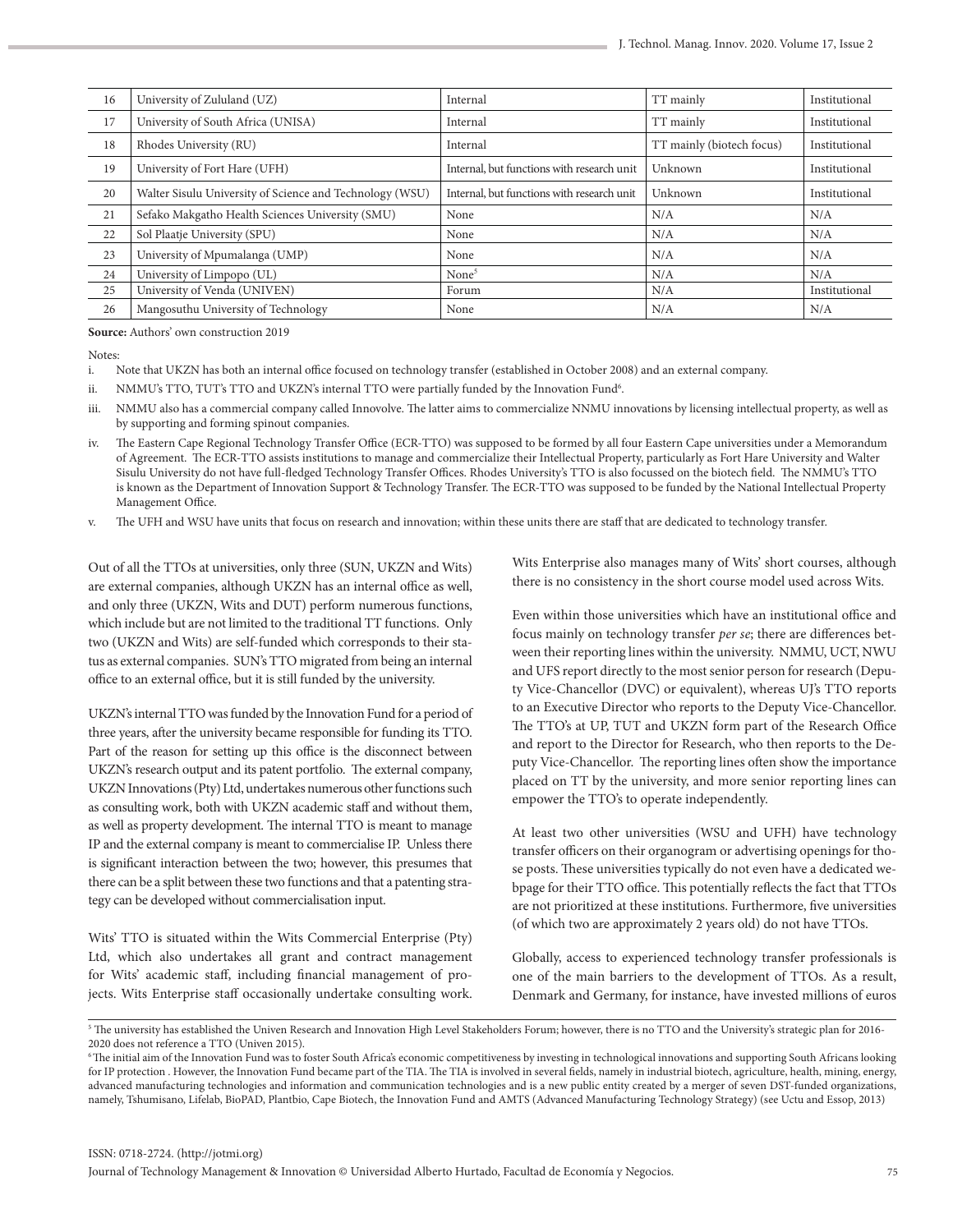| 16 | University of Zululand (UZ) | Internal | TT mainly | Institutional |
|---|---|---|---|---|
| 17 | University of South Africa (UNISA) | Internal | TT mainly | Institutional |
| 18 | Rhodes University (RU) | Internal | TT mainly (biotech focus) | Institutional |
| 19 | University of Fort Hare (UFH) | Internal, but functions with research unit | Unknown | Institutional |
| 20 | Walter Sisulu University of Science and Technology (WSU) | Internal, but functions with research unit | Unknown | Institutional |
| 21 | Sefako Makgatho Health Sciences University (SMU) | None | N/A | N/A |
| 22 | Sol Plaatje University (SPU) | None | N/A | N/A |
| 23 | University of Mpumalanga (UMP) | None | N/A | N/A |
| 24 | University of Limpopo (UL) | None[5] | N/A | N/A |
| 25 | University of Venda (UNIVEN) | Forum | N/A | Institutional |
| 26 | Mangosuthu University of Technology | None | N/A | N/A |

**Source:** Authors' own construction 2019

Notes:

i. Note that UKZN has both an internal office focused on technology transfer (established in October 2008) and an external company.

ii. NMMU's TTO, TUT's TTO and UKZN's internal TTO were partially funded by the Innovation Fund[6].

iii. NMMU also has a commercial company called Innovolve. The latter aims to commercialize NNMU innovations by licensing intellectual property, as well as by supporting and forming spinout companies.

iv. The Eastern Cape Regional Technology Transfer Office (ECR-TTO) was supposed to be formed by all four Eastern Cape universities under a Memorandum of Agreement. The ECR-TTO assists institutions to manage and commercialize their Intellectual Property, particularly as Fort Hare University and Walter Sisulu University do not have full-fledged Technology Transfer Offices. Rhodes University's TTO is also focussed on the biotech field. The NMMU's TTO is known as the Department of Innovation Support & Technology Transfer. The ECR-TTO was supposed to be funded by the National Intellectual Property Management Office.

v. The UFH and WSU have units that focus on research and innovation; within these units there are staff that are dedicated to technology transfer.

Out of all the TTOs at universities, only three (SUN, UKZN and Wits) are external companies, although UKZN has an internal office as well, and only three (UKZN, Wits and DUT) perform numerous functions, which include but are not limited to the traditional TT functions. Only two (UKZN and Wits) are self-funded which corresponds to their status as external companies. SUN's TTO migrated from being an internal office to an external office, but it is still funded by the university.

UKZN's internal TTO was funded by the Innovation Fund for a period of three years, after the university became responsible for funding its TTO. Part of the reason for setting up this office is the disconnect between UKZN's research output and its patent portfolio. The external company, UKZN Innovations (Pty) Ltd, undertakes numerous other functions such as consulting work, both with UKZN academic staff and without them, as well as property development. The internal TTO is meant to manage IP and the external company is meant to commercialise IP. Unless there is significant interaction between the two; however, this presumes that there can be a split between these two functions and that a patenting strategy can be developed without commercialisation input.

Wits' TTO is situated within the Wits Commercial Enterprise (Pty) Ltd, which also undertakes all grant and contract management for Wits' academic staff, including financial management of projects. Wits Enterprise staff occasionally undertake consulting work. Wits Enterprise also manages many of Wits' short courses, although there is no consistency in the short course model used across Wits.

Even within those universities which have an institutional office and focus mainly on technology transfer *per se*; there are differences between their reporting lines within the university. NMMU, UCT, NWU and UFS report directly to the most senior person for research (Deputy Vice-Chancellor (DVC) or equivalent), whereas UJ's TTO reports to an Executive Director who reports to the Deputy Vice-Chancellor. The TTO's at UP, TUT and UKZN form part of the Research Office and report to the Director for Research, who then reports to the Deputy Vice-Chancellor. The reporting lines often show the importance placed on TT by the university, and more senior reporting lines can empower the TTO's to operate independently.

At least two other universities (WSU and UFH) have technology transfer officers on their organogram or advertising openings for those posts. These universities typically do not even have a dedicated webpage for their TTO office. This potentially reflects the fact that TTOs are not prioritized at these institutions. Furthermore, five universities (of which two are approximately 2 years old) do not have TTOs.

Globally, access to experienced technology transfer professionals is one of the main barriers to the development of TTOs. As a result, Denmark and Germany, for instance, have invested millions of euros

---

[5] The university has established the Univen Research and Innovation High Level Stakeholders Forum; however, there is no TTO and the University's strategic plan for 2016-2020 does not reference a TTO (Univen 2015).

[6] The initial aim of the Innovation Fund was to foster South Africa's economic competitiveness by investing in technological innovations and supporting South Africans looking for IP protection . However, the Innovation Fund became part of the TIA. The TIA is involved in several fields, namely in industrial biotech, agriculture, health, mining, energy, advanced manufacturing technologies and information and communication technologies and is a new public entity created by a merger of seven DST-funded organizations, namely, Tshumisano, Lifelab, BioPAD, Plantbio, Cape Biotech, the Innovation Fund and AMTS (Advanced Manufacturing Technology Strategy) (see Uctu and Essop, 2013)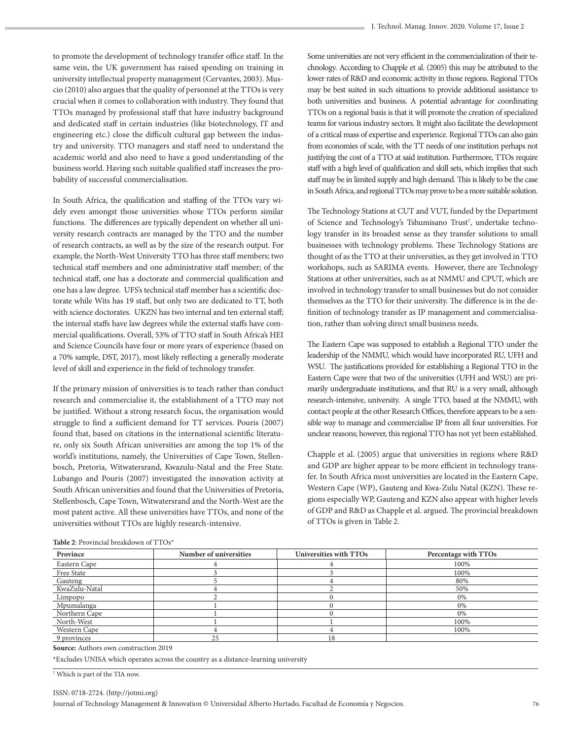to promote the development of technology transfer office staff. In the same vein, the UK government has raised spending on training in university intellectual property management (Cervantes, 2003). Muscio (2010) also argues that the quality of personnel at the TTOs is very crucial when it comes to collaboration with industry. They found that TTOs managed by professional staff that have industry background and dedicated staff in certain industries (like biotechnology, IT and engineering etc.) close the difficult cultural gap between the industry and university. TTO managers and staff need to understand the academic world and also need to have a good understanding of the business world. Having such suitable qualified staff increases the probability of successful commercialisation.

In South Africa, the qualification and staffing of the TTOs vary widely even amongst those universities whose TTOs perform similar functions. The differences are typically dependent on whether all university research contracts are managed by the TTO and the number of research contracts, as well as by the size of the research output. For example, the North-West University TTO has three staff members; two technical staff members and one administrative staff member; of the technical staff, one has a doctorate and commercial qualification and one has a law degree. UFS's technical staff member has a scientific doctorate while Wits has 19 staff, but only two are dedicated to TT, both with science doctorates. UKZN has two internal and ten external staff; the internal staffs have law degrees while the external staffs have commercial qualifications. Overall, 53% of TTO staff in South Africa's HEI and Science Councils have four or more years of experience (based on a 70% sample, DST, 2017), most likely reflecting a generally moderate level of skill and experience in the field of technology transfer.

If the primary mission of universities is to teach rather than conduct research and commercialise it, the establishment of a TTO may not be justified. Without a strong research focus, the organisation would struggle to find a sufficient demand for TT services. Pouris (2007) found that, based on citations in the international scientific literature, only six South African universities are among the top 1% of the world's institutions, namely, the Universities of Cape Town, Stellenbosch, Pretoria, Witwatersrand, Kwazulu-Natal and the Free State. Lubango and Pouris (2007) investigated the innovation activity at South African universities and found that the Universities of Pretoria, Stellenbosch, Cape Town, Witwatersrand and the North-West are the most patent active. All these universities have TTOs, and none of the universities without TTOs are highly research-intensive.

Some universities are not very efficient in the commercialization of their technology. According to Chapple et al. (2005) this may be attributed to the lower rates of R&D and economic activity in those regions. Regional TTOs may be best suited in such situations to provide additional assistance to both universities and business. A potential advantage for coordinating TTOs on a regional basis is that it will promote the creation of specialized teams for various industry sectors. It might also facilitate the development of a critical mass of expertise and experience. Regional TTOs can also gain from economies of scale, with the TT needs of one institution perhaps not justifying the cost of a TTO at said institution. Furthermore, TTOs require staff with a high level of qualification and skill sets, which implies that such staff may be in limited supply and high demand. This is likely to be the case in South Africa, and regional TTOs may prove to be a more suitable solution.

The Technology Stations at CUT and VUT, funded by the Department of Science and Technology's Tshumisano Trust[7], undertake technology transfer in its broadest sense as they transfer solutions to small businesses with technology problems. These Technology Stations are thought of as the TTO at their universities, as they get involved in TTO workshops, such as SARIMA events. However, there are Technology Stations at other universities, such as at NMMU and CPUT, which are involved in technology transfer to small businesses but do not consider themselves as the TTO for their university. The difference is in the definition of technology transfer as IP management and commercialisation, rather than solving direct small business needs.

The Eastern Cape was supposed to establish a Regional TTO under the leadership of the NMMU, which would have incorporated RU, UFH and WSU. The justifications provided for establishing a Regional TTO in the Eastern Cape were that two of the universities (UFH and WSU) are primarily undergraduate institutions, and that RU is a very small, although research-intensive, university. A single TTO, based at the NMMU, with contact people at the other Research Offices, therefore appears to be a sensible way to manage and commercialise IP from all four universities. For unclear reasons; however, this regional TTO has not yet been established.

Chapple et al. (2005) argue that universities in regions where R&D and GDP are higher appear to be more efficient in technology transfer. In South Africa most universities are located in the Eastern Cape, Western Cape (WP), Gauteng and Kwa-Zulu Natal (KZN). These regions especially WP, Gauteng and KZN also appear with higher levels of GDP and R&D as Chapple et al. argued. The provincial breakdown of TTOs is given in Table 2.

**Table 2**: Provincial breakdown of TTOs*

| Province | Number of universities | Universities with TTOs | Percentage with TTOs |
|---|---|---|---|
| Eastern Cape | 4 | 4 | 100% |
| Free State | 3 | 3 | 100% |
| Gauteng | 5 | 4 | 80% |
| KwaZulu-Natal | 4 | 2 | 50% |
| Limpopo | 2 | 0 | 0% |
| Mpumalanga | 1 | 0 | 0% |
| Northern Cape | 1 | 0 | 0% |
| North-West | 1 | 1 | 100% |
| Western Cape | 4 | 4 | 100% |
| 9 provinces | 25 | 18 | |

**Source:** Authors own construction 2019

*Excludes UNISA which operates across the country as a distance-learning university

[7] Which is part of the TIA now.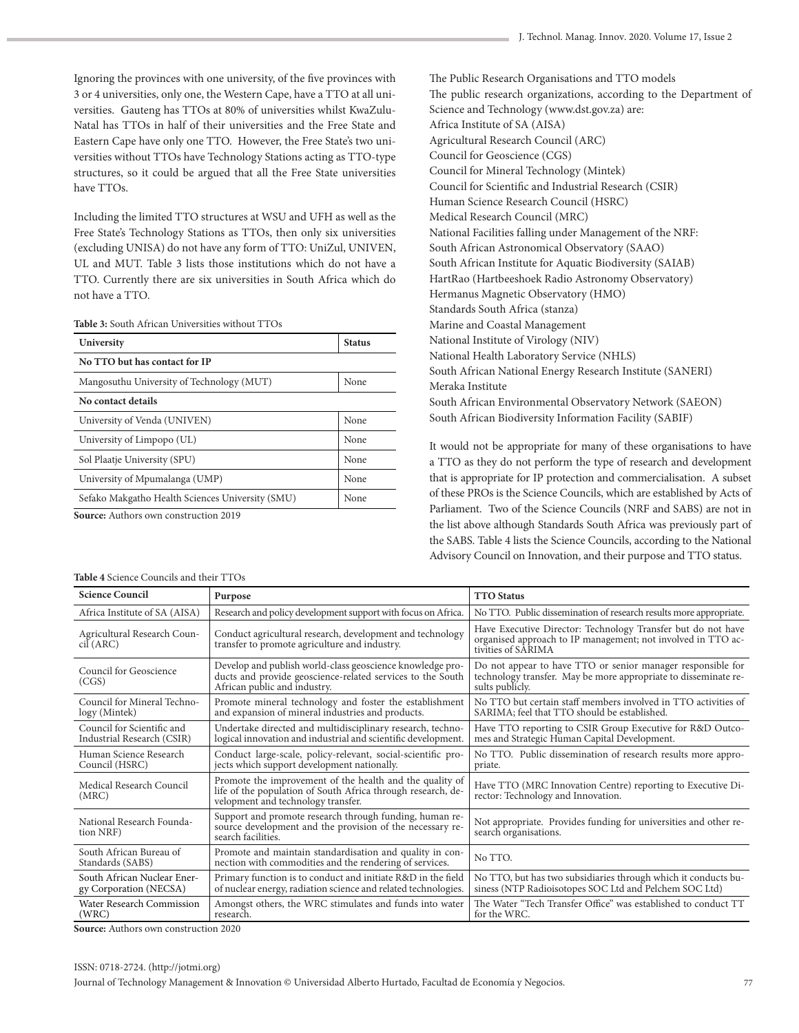Ignoring the provinces with one university, of the five provinces with 3 or 4 universities, only one, the Western Cape, have a TTO at all universities. Gauteng has TTOs at 80% of universities whilst KwaZulu-Natal has TTOs in half of their universities and the Free State and Eastern Cape have only one TTO. However, the Free State's two universities without TTOs have Technology Stations acting as TTO-type structures, so it could be argued that all the Free State universities have TTOs.

Including the limited TTO structures at WSU and UFH as well as the Free State's Technology Stations as TTOs, then only six universities (excluding UNISA) do not have any form of TTO: UniZul, UNIVEN, UL and MUT. Table 3 lists those institutions which do not have a TTO. Currently there are six universities in South Africa which do not have a TTO.

**Table 3:** South African Universities without TTOs

| University | Status |
|---|---|
| **No TTO but has contact for IP** | |
| Mangosuthu University of Technology (MUT) | None |
| **No contact details** | |
| University of Venda (UNIVEN) | None |
| University of Limpopo (UL) | None |
| Sol Plaatje University (SPU) | None |
| University of Mpumalanga (UMP) | None |
| Sefako Makgatho Health Sciences University (SMU) | None |

**Source:** Authors own construction 2019

The Public Research Organisations and TTO models

The public research organizations, according to the Department of Science and Technology (www.dst.gov.za) are:

Africa Institute of SA (AISA)
Agricultural Research Council (ARC)
Council for Geoscience (CGS)
Council for Mineral Technology (Mintek)
Council for Scientific and Industrial Research (CSIR)
Human Science Research Council (HSRC)
Medical Research Council (MRC)
National Facilities falling under Management of the NRF:
South African Astronomical Observatory (SAAO)
South African Institute for Aquatic Biodiversity (SAIAB)
HartRao (Hartbeeshoek Radio Astronomy Observatory)
Hermanus Magnetic Observatory (HMO)
Standards South Africa (stanza)
Marine and Coastal Management
National Institute of Virology (NIV)
National Health Laboratory Service (NHLS)
South African National Energy Research Institute (SANERI)
Meraka Institute
South African Environmental Observatory Network (SAEON)
South African Biodiversity Information Facility (SABIF)

It would not be appropriate for many of these organisations to have a TTO as they do not perform the type of research and development that is appropriate for IP protection and commercialisation. A subset of these PROs is the Science Councils, which are established by Acts of Parliament. Two of the Science Councils (NRF and SABS) are not in the list above although Standards South Africa was previously part of the SABS. Table 4 lists the Science Councils, according to the National Advisory Council on Innovation, and their purpose and TTO status.

**Table 4** Science Councils and their TTOs

| Science Council | Purpose | TTO Status |
|---|---|---|
| Africa Institute of SA (AISA) | Research and policy development support with focus on Africa. | No TTO. Public dissemination of research results more appropriate. |
| Agricultural Research Council (ARC) | Conduct agricultural research, development and technology transfer to promote agriculture and industry. | Have Executive Director: Technology Transfer but do not have organised approach to IP management; not involved in TTO activities of SARIMA |
| Council for Geoscience (CGS) | Develop and publish world-class geoscience knowledge products and provide geoscience-related services to the South African public and industry. | Do not appear to have TTO or senior manager responsible for technology transfer. May be more appropriate to disseminate results publicly. |
| Council for Mineral Technology (Mintek) | Promote mineral technology and foster the establishment and expansion of mineral industries and products. | No TTO but certain staff members involved in TTO activities of SARIMA; feel that TTO should be established. |
| Council for Scientific and Industrial Research (CSIR) | Undertake directed and multidisciplinary research, technological innovation and industrial and scientific development. | Have TTO reporting to CSIR Group Executive for R&D Outcomes and Strategic Human Capital Development. |
| Human Science Research Council (HSRC) | Conduct large-scale, policy-relevant, social-scientific projects which support development nationally. | No TTO. Public dissemination of research results more appropriate. |
| Medical Research Council (MRC) | Promote the improvement of the health and the quality of life of the population of South Africa through research, development and technology transfer. | Have TTO (MRC Innovation Centre) reporting to Executive Director: Technology and Innovation. |
| National Research Foundation NRF) | Support and promote research through funding, human resource development and the provision of the necessary research facilities. | Not appropriate. Provides funding for universities and other research organisations. |
| South African Bureau of Standards (SABS) | Promote and maintain standardisation and quality in connection with commodities and the rendering of services. | No TTO. |
| South African Nuclear Energy Corporation (NECSA) | Primary function is to conduct and initiate R&D in the field of nuclear energy, radiation science and related technologies. | No TTO, but has two subsidiaries through which it conducts business (NTP Radioisotopes SOC Ltd and Pelchem SOC Ltd) |
| Water Research Commission (WRC) | Amongst others, the WRC stimulates and funds into water research. | The Water "Tech Transfer Office" was established to conduct TT for the WRC. |

**Source:** Authors own construction 2020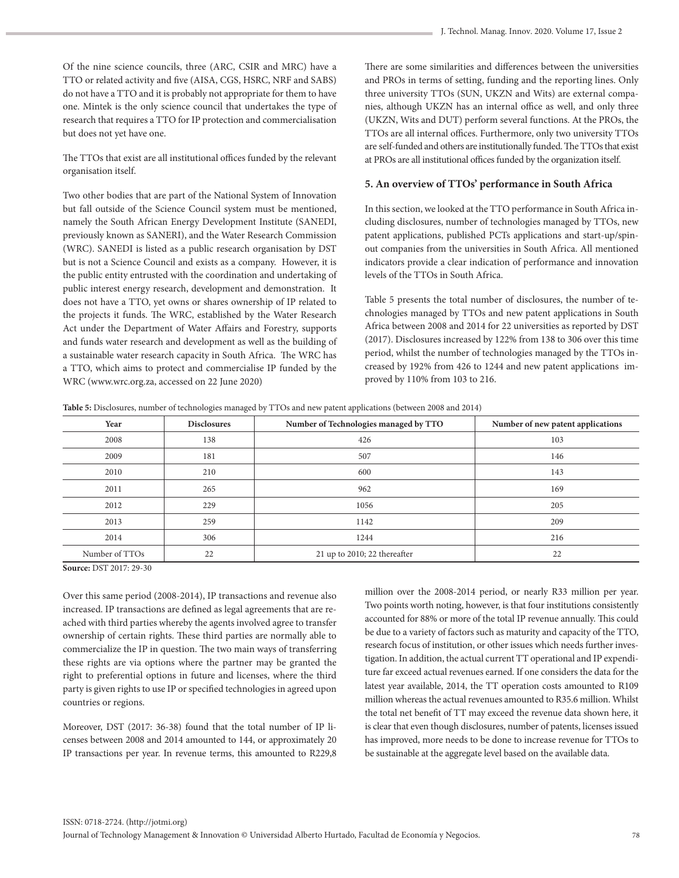Of the nine science councils, three (ARC, CSIR and MRC) have a TTO or related activity and five (AISA, CGS, HSRC, NRF and SABS) do not have a TTO and it is probably not appropriate for them to have one. Mintek is the only science council that undertakes the type of research that requires a TTO for IP protection and commercialisation but does not yet have one.

The TTOs that exist are all institutional offices funded by the relevant organisation itself.

Two other bodies that are part of the National System of Innovation but fall outside of the Science Council system must be mentioned, namely the South African Energy Development Institute (SANEDI, previously known as SANERI), and the Water Research Commission (WRC). SANEDI is listed as a public research organisation by DST but is not a Science Council and exists as a company. However, it is the public entity entrusted with the coordination and undertaking of public interest energy research, development and demonstration. It does not have a TTO, yet owns or shares ownership of IP related to the projects it funds. The WRC, established by the Water Research Act under the Department of Water Affairs and Forestry, supports and funds water research and development as well as the building of a sustainable water research capacity in South Africa. The WRC has a TTO, which aims to protect and commercialise IP funded by the WRC (www.wrc.org.za, accessed on 22 June 2020)

There are some similarities and differences between the universities and PROs in terms of setting, funding and the reporting lines. Only three university TTOs (SUN, UKZN and Wits) are external companies, although UKZN has an internal office as well, and only three (UKZN, Wits and DUT) perform several functions. At the PROs, the TTOs are all internal offices. Furthermore, only two university TTOs are self-funded and others are institutionally funded. The TTOs that exist at PROs are all institutional offices funded by the organization itself.

## 5. An overview of TTOs' performance in South Africa

In this section, we looked at the TTO performance in South Africa including disclosures, number of technologies managed by TTOs, new patent applications, published PCTs applications and start-up/spinout companies from the universities in South Africa. All mentioned indicators provide a clear indication of performance and innovation levels of the TTOs in South Africa.

Table 5 presents the total number of disclosures, the number of technologies managed by TTOs and new patent applications in South Africa between 2008 and 2014 for 22 universities as reported by DST (2017). Disclosures increased by 122% from 138 to 306 over this time period, whilst the number of technologies managed by the TTOs increased by 192% from 426 to 1244 and new patent applications improved by 110% from 103 to 216.

**Table 5:** Disclosures, number of technologies managed by TTOs and new patent applications (between 2008 and 2014)

| Year | Disclosures | Number of Technologies managed by TTO | Number of new patent applications |
|---|---|---|---|
| 2008 | 138 | 426 | 103 |
| 2009 | 181 | 507 | 146 |
| 2010 | 210 | 600 | 143 |
| 2011 | 265 | 962 | 169 |
| 2012 | 229 | 1056 | 205 |
| 2013 | 259 | 1142 | 209 |
| 2014 | 306 | 1244 | 216 |
| Number of TTOs | 22 | 21 up to 2010; 22 thereafter | 22 |

**Source:** DST 2017: 29-30

Over this same period (2008-2014), IP transactions and revenue also increased. IP transactions are defined as legal agreements that are reached with third parties whereby the agents involved agree to transfer ownership of certain rights. These third parties are normally able to commercialize the IP in question. The two main ways of transferring these rights are via options where the partner may be granted the right to preferential options in future and licenses, where the third party is given rights to use IP or specified technologies in agreed upon countries or regions.

Moreover, DST (2017: 36-38) found that the total number of IP licenses between 2008 and 2014 amounted to 144, or approximately 20 IP transactions per year. In revenue terms, this amounted to R229,8 million over the 2008-2014 period, or nearly R33 million per year. Two points worth noting, however, is that four institutions consistently accounted for 88% or more of the total IP revenue annually. This could be due to a variety of factors such as maturity and capacity of the TTO, research focus of institution, or other issues which needs further investigation. In addition, the actual current TT operational and IP expenditure far exceed actual revenues earned. If one considers the data for the latest year available, 2014, the TT operation costs amounted to R109 million whereas the actual revenues amounted to R35.6 million. Whilst the total net benefit of TT may exceed the revenue data shown here, it is clear that even though disclosures, number of patents, licenses issued has improved, more needs to be done to increase revenue for TTOs to be sustainable at the aggregate level based on the available data.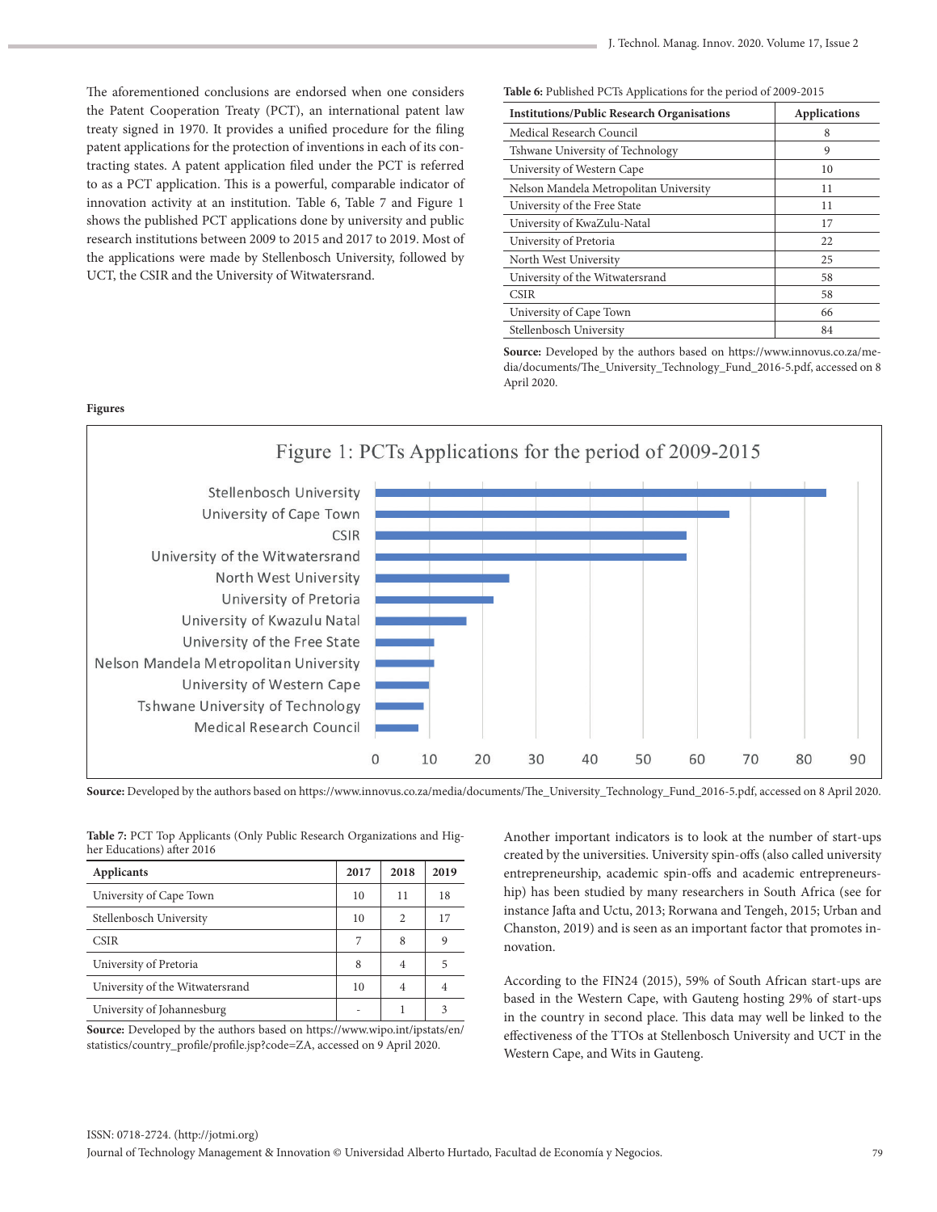The aforementioned conclusions are endorsed when one considers the Patent Cooperation Treaty (PCT), an international patent law treaty signed in 1970. It provides a unified procedure for the filing patent applications for the protection of inventions in each of its contracting states. A patent application filed under the PCT is referred to as a PCT application. This is a powerful, comparable indicator of innovation activity at an institution. Table 6, Table 7 and Figure 1 shows the published PCT applications done by university and public research institutions between 2009 to 2015 and 2017 to 2019. Most of the applications were made by Stellenbosch University, followed by UCT, the CSIR and the University of Witwatersrand.

**Table 6:** Published PCTs Applications for the period of 2009-2015

| Institutions/Public Research Organisations | Applications |
|---|---|
| Medical Research Council | 8 |
| Tshwane University of Technology | 9 |
| University of Western Cape | 10 |
| Nelson Mandela Metropolitan University | 11 |
| University of the Free State | 11 |
| University of KwaZulu-Natal | 17 |
| University of Pretoria | 22 |
| North West University | 25 |
| University of the Witwatersrand | 58 |
| CSIR | 58 |
| University of Cape Town | 66 |
| Stellenbosch University | 84 |

**Source:** Developed by the authors based on https://www.innovus.co.za/media/documents/The_University_Technology_Fund_2016-5.pdf, accessed on 8 April 2020.

**Figures**

Figure 1: PCTs Applications for the period of 2009-2015

**Source:** Developed by the authors based on https://www.innovus.co.za/media/documents/The_University_Technology_Fund_2016-5.pdf, accessed on 8 April 2020.

**Table 7:** PCT Top Applicants (Only Public Research Organizations and Higher Educations) after 2016

| Applicants | 2017 | 2018 | 2019 |
|---|---|---|---|
| University of Cape Town | 10 | 11 | 18 |
| Stellenbosch University | 10 | 2 | 17 |
| CSIR | 7 | 8 | 9 |
| University of Pretoria | 8 | 4 | 5 |
| University of the Witwatersrand | 10 | 4 | 4 |
| University of Johannesburg | - | 1 | 3 |

**Source:** Developed by the authors based on https://www.wipo.int/ipstats/en/statistics/country_profile/profile.jsp?code=ZA, accessed on 9 April 2020.

Another important indicators is to look at the number of start-ups created by the universities. University spin-offs (also called university entrepreneurship, academic spin-offs and academic entrepreneurship) has been studied by many researchers in South Africa (see for instance Jafta and Uctu, 2013; Rorwana and Tengeh, 2015; Urban and Chanston, 2019) and is seen as an important factor that promotes innovation.

According to the FIN24 (2015), 59% of South African start-ups are based in the Western Cape, with Gauteng hosting 29% of start-ups in the country in second place. This data may well be linked to the effectiveness of the TTOs at Stellenbosch University and UCT in the Western Cape, and Wits in Gauteng.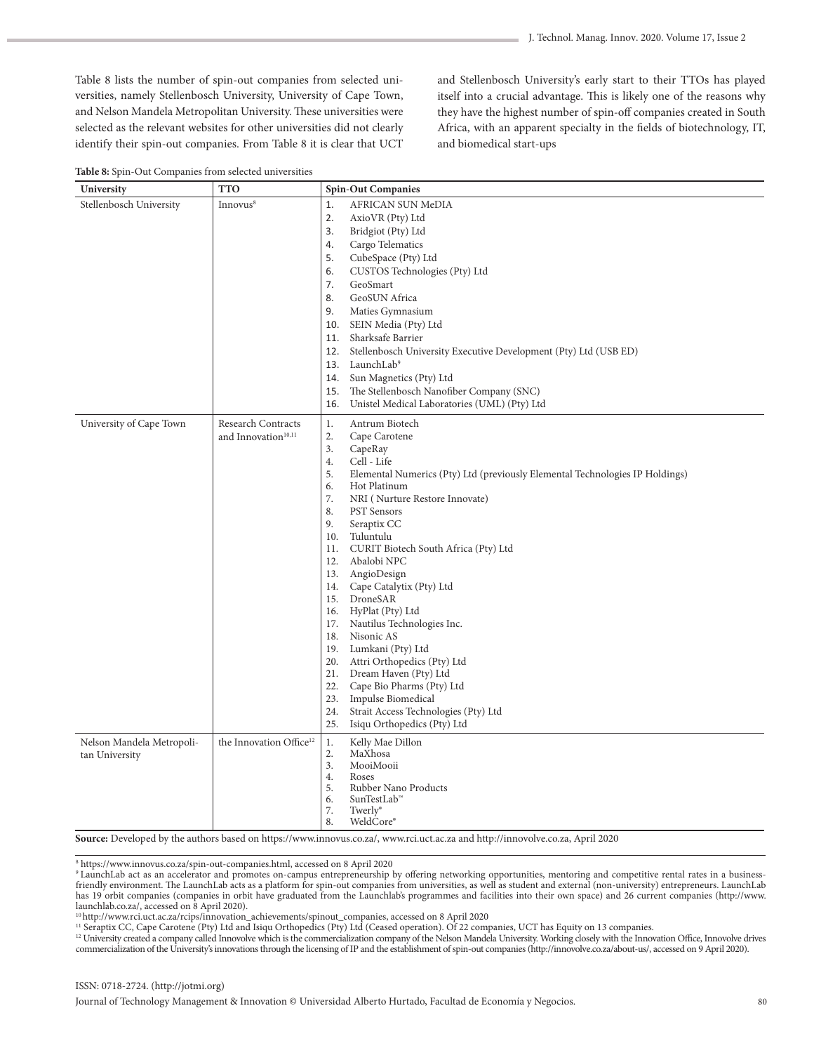Table 8 lists the number of spin-out companies from selected universities, namely Stellenbosch University, University of Cape Town, and Nelson Mandela Metropolitan University. These universities were selected as the relevant websites for other universities did not clearly identify their spin-out companies. From Table 8 it is clear that UCT and Stellenbosch University's early start to their TTOs has played itself into a crucial advantage. This is likely one of the reasons why they have the highest number of spin-off companies created in South Africa, with an apparent specialty in the fields of biotechnology, IT, and biomedical start-ups

**Table 8:** Spin-Out Companies from selected universities

| University | TTO | Spin-Out Companies |
|---|---|---|
| Stellenbosch University | Innovus[8] | 1. AFRICAN SUN MeDIA<br>2. AxioVR (Pty) Ltd<br>3. Bridgiot (Pty) Ltd<br>4. Cargo Telematics<br>5. CubeSpace (Pty) Ltd<br>6. CUSTOS Technologies (Pty) Ltd<br>7. GeoSmart<br>8. GeoSUN Africa<br>9. Maties Gymnasium<br>10. SEIN Media (Pty) Ltd<br>11. Sharksafe Barrier<br>12. Stellenbosch University Executive Development (Pty) Ltd (USB ED)<br>13. LaunchLab[9]<br>14. Sun Magnetics (Pty) Ltd<br>15. The Stellenbosch Nanofiber Company (SNC)<br>16. Unistel Medical Laboratories (UML) (Pty) Ltd |
| University of Cape Town | Research Contracts and Innovation[10,11] | 1. Antrum Biotech<br>2. Cape Carotene<br>3. CapeRay<br>4. Cell - Life<br>5. Elemental Numerics (Pty) Ltd (previously Elemental Technologies IP Holdings)<br>6. Hot Platinum<br>7. NRI ( Nurture Restore Innovate)<br>8. PST Sensors<br>9. Seraptix CC<br>10. Tuluntulu<br>11. CURIT Biotech South Africa (Pty) Ltd<br>12. Abalobi NPC<br>13. AngioDesign<br>14. Cape Catalytix (Pty) Ltd<br>15. DroneSAR<br>16. HyPlat (Pty) Ltd<br>17. Nautilus Technologies Inc.<br>18. Nisonic AS<br>19. Lumkani (Pty) Ltd<br>20. Attri Orthopedics (Pty) Ltd<br>21. Dream Haven (Pty) Ltd<br>22. Cape Bio Pharms (Pty) Ltd<br>23. Impulse Biomedical<br>24. Strait Access Technologies (Pty) Ltd<br>25. Isiqu Orthopedics (Pty) Ltd |
| Nelson Mandela Metropolitan University | the Innovation Office[12] | 1. Kelly Mae Dillon<br>2. MaXhosa<br>3. MooiMooii<br>4. Roses<br>5. Rubber Nano Products<br>6. SunTestLab™<br>7. Twerly®<br>8. WeldCore® |

**Source:** Developed by the authors based on https://www.innovus.co.za/, www.rci.uct.ac.za and http://innovolve.co.za, April 2020

[8] https://www.innovus.co.za/spin-out-companies.html, accessed on 8 April 2020

[9] LaunchLab act as an accelerator and promotes on-campus entrepreneurship by offering networking opportunities, mentoring and competitive rental rates in a business-friendly environment. The LaunchLab acts as a platform for spin-out companies from universities, as well as student and external (non-university) entrepreneurs. LaunchLab has 19 orbit companies (companies in orbit have graduated from the Launchlab's programmes and facilities into their own space) and 26 current companies (http://www.launchlab.co.za/, accessed on 8 April 2020).

[10] http://www.rci.uct.ac.za/rcips/innovation_achievements/spinout_companies, accessed on 8 April 2020

[11] Seraptix CC, Cape Carotene (Pty) Ltd and Isiqu Orthopedics (Pty) Ltd (Ceased operation). Of 22 companies, UCT has Equity on 13 companies.

[12] University created a company called Innovolve which is the commercialization company of the Nelson Mandela University. Working closely with the Innovation Office, Innovolve drives commercialization of the University's innovations through the licensing of IP and the establishment of spin-out companies (http://innovolve.co.za/about-us/, accessed on 9 April 2020).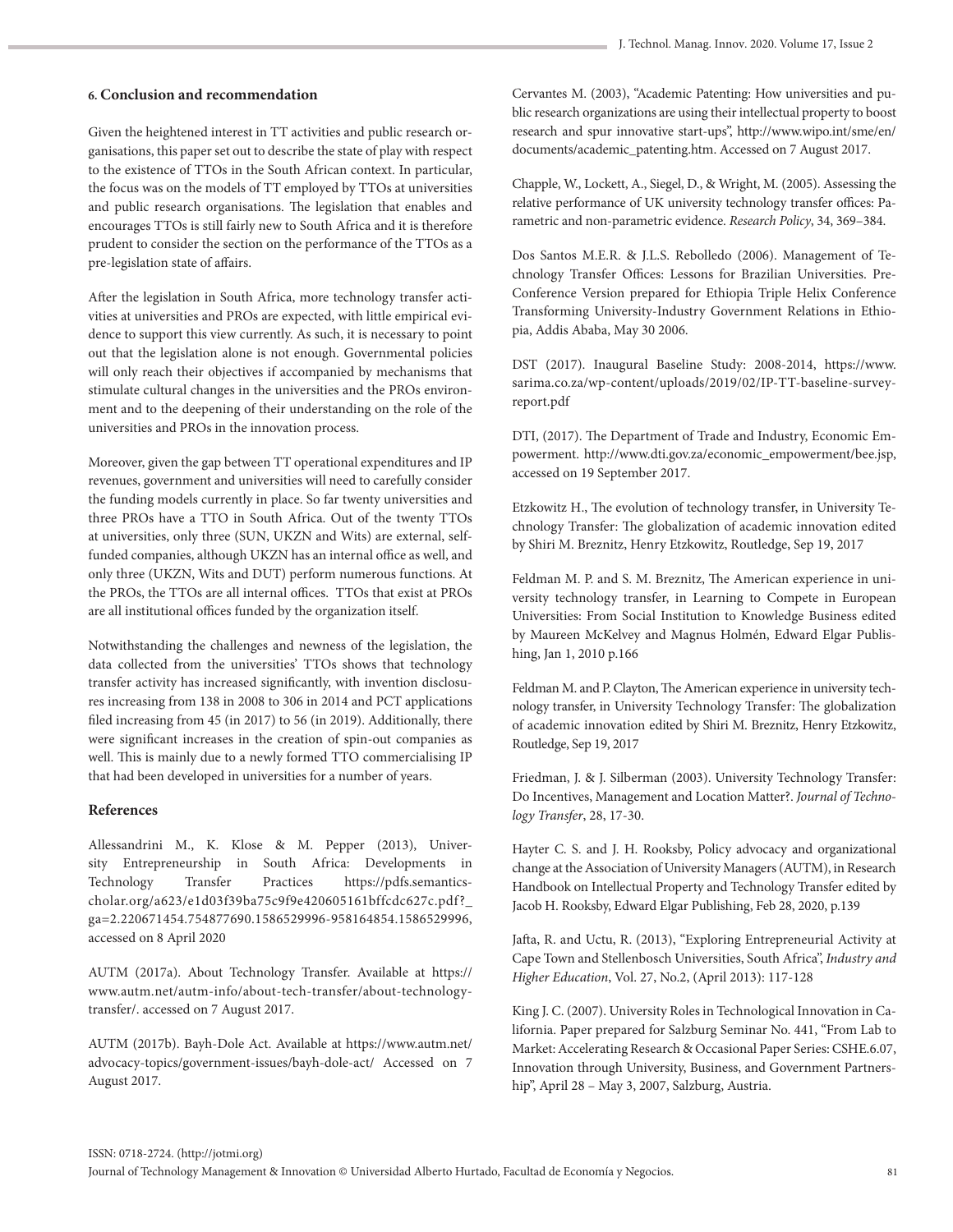## 6. Conclusion and recommendation

Given the heightened interest in TT activities and public research organisations, this paper set out to describe the state of play with respect to the existence of TTOs in the South African context. In particular, the focus was on the models of TT employed by TTOs at universities and public research organisations. The legislation that enables and encourages TTOs is still fairly new to South Africa and it is therefore prudent to consider the section on the performance of the TTOs as a pre-legislation state of affairs.

After the legislation in South Africa, more technology transfer activities at universities and PROs are expected, with little empirical evidence to support this view currently. As such, it is necessary to point out that the legislation alone is not enough. Governmental policies will only reach their objectives if accompanied by mechanisms that stimulate cultural changes in the universities and the PROs environment and to the deepening of their understanding on the role of the universities and PROs in the innovation process.

Moreover, given the gap between TT operational expenditures and IP revenues, government and universities will need to carefully consider the funding models currently in place. So far twenty universities and three PROs have a TTO in South Africa. Out of the twenty TTOs at universities, only three (SUN, UKZN and Wits) are external, self-funded companies, although UKZN has an internal office as well, and only three (UKZN, Wits and DUT) perform numerous functions. At the PROs, the TTOs are all internal offices. TTOs that exist at PROs are all institutional offices funded by the organization itself.

Notwithstanding the challenges and newness of the legislation, the data collected from the universities' TTOs shows that technology transfer activity has increased significantly, with invention disclosures increasing from 138 in 2008 to 306 in 2014 and PCT applications filed increasing from 45 (in 2017) to 56 (in 2019). Additionally, there were significant increases in the creation of spin-out companies as well. This is mainly due to a newly formed TTO commercialising IP that had been developed in universities for a number of years.

## References

Allessandrini M., K. Klose & M. Pepper (2013), University Entrepreneurship in South Africa: Developments in Technology Transfer Practices https://pdfs.semanticscholar.org/a623/e1d03f39ba75c9f9e420605161bffcdc627c.pdf?_ga=2.220671454.754877690.1586529996-958164854.1586529996, accessed on 8 April 2020

AUTM (2017a). About Technology Transfer. Available at https://www.autm.net/autm-info/about-tech-transfer/about-technology-transfer/. accessed on 7 August 2017.

AUTM (2017b). Bayh-Dole Act. Available at https://www.autm.net/advocacy-topics/government-issues/bayh-dole-act/ Accessed on 7 August 2017.

Cervantes M. (2003), "Academic Patenting: How universities and public research organizations are using their intellectual property to boost research and spur innovative start-ups", http://www.wipo.int/sme/en/documents/academic_patenting.htm. Accessed on 7 August 2017.

Chapple, W., Lockett, A., Siegel, D., & Wright, M. (2005). Assessing the relative performance of UK university technology transfer offices: Parametric and non-parametric evidence. *Research Policy*, 34, 369–384.

Dos Santos M.E.R. & J.L.S. Rebolledo (2006). Management of Technology Transfer Offices: Lessons for Brazilian Universities. Pre-Conference Version prepared for Ethiopia Triple Helix Conference Transforming University-Industry Government Relations in Ethiopia, Addis Ababa, May 30 2006.

DST (2017). Inaugural Baseline Study: 2008-2014, https://www.sarima.co.za/wp-content/uploads/2019/02/IP-TT-baseline-survey-report.pdf

DTI, (2017). The Department of Trade and Industry, Economic Empowerment. http://www.dti.gov.za/economic_empowerment/bee.jsp, accessed on 19 September 2017.

Etzkowitz H., The evolution of technology transfer, in University Technology Transfer: The globalization of academic innovation edited by Shiri M. Breznitz, Henry Etzkowitz, Routledge, Sep 19, 2017

Feldman M. P. and S. M. Breznitz, The American experience in university technology transfer, in Learning to Compete in European Universities: From Social Institution to Knowledge Business edited by Maureen McKelvey and Magnus Holmén, Edward Elgar Publishing, Jan 1, 2010 p.166

Feldman M. and P. Clayton, The American experience in university technology transfer, in University Technology Transfer: The globalization of academic innovation edited by Shiri M. Breznitz, Henry Etzkowitz, Routledge, Sep 19, 2017

Friedman, J. & J. Silberman (2003). University Technology Transfer: Do Incentives, Management and Location Matter?. *Journal of Technology Transfer*, 28, 17-30.

Hayter C. S. and J. H. Rooksby, Policy advocacy and organizational change at the Association of University Managers (AUTM), in Research Handbook on Intellectual Property and Technology Transfer edited by Jacob H. Rooksby, Edward Elgar Publishing, Feb 28, 2020, p.139

Jafta, R. and Uctu, R. (2013), "Exploring Entrepreneurial Activity at Cape Town and Stellenbosch Universities, South Africa", *Industry and Higher Education*, Vol. 27, No.2, (April 2013): 117-128

King J. C. (2007). University Roles in Technological Innovation in California. Paper prepared for Salzburg Seminar No. 441, "From Lab to Market: Accelerating Research & Occasional Paper Series: CSHE.6.07, Innovation through University, Business, and Government Partnership", April 28 – May 3, 2007, Salzburg, Austria.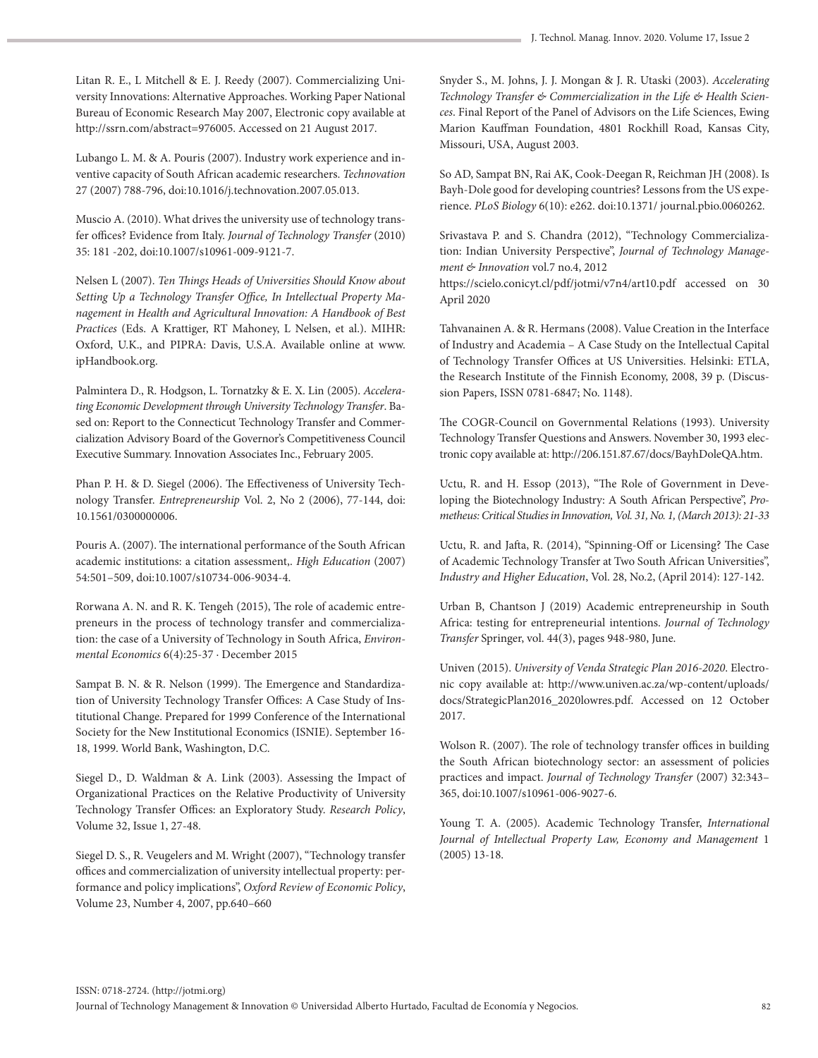Litan R. E., L Mitchell & E. J. Reedy (2007). Commercializing University Innovations: Alternative Approaches. Working Paper National Bureau of Economic Research May 2007, Electronic copy available at http://ssrn.com/abstract=976005. Accessed on 21 August 2017.

Lubango L. M. & A. Pouris (2007). Industry work experience and inventive capacity of South African academic researchers. *Technovation* 27 (2007) 788-796, doi:10.1016/j.technovation.2007.05.013.

Muscio A. (2010). What drives the university use of technology transfer offices? Evidence from Italy. *Journal of Technology Transfer* (2010) 35: 181 -202, doi:10.1007/s10961-009-9121-7.

Nelsen L (2007). *Ten Things Heads of Universities Should Know about Setting Up a Technology Transfer Office, In Intellectual Property Management in Health and Agricultural Innovation: A Handbook of Best Practices* (Eds. A Krattiger, RT Mahoney, L Nelsen, et al.). MIHR: Oxford, U.K., and PIPRA: Davis, U.S.A. Available online at www.ipHandbook.org.

Palmintera D., R. Hodgson, L. Tornatzky & E. X. Lin (2005). *Accelerating Economic Development through University Technology Transfer*. Based on: Report to the Connecticut Technology Transfer and Commercialization Advisory Board of the Governor's Competitiveness Council Executive Summary. Innovation Associates Inc., February 2005.

Phan P. H. & D. Siegel (2006). The Effectiveness of University Technology Transfer. *Entrepreneurship* Vol. 2, No 2 (2006), 77-144, doi: 10.1561/0300000006.

Pouris A. (2007). The international performance of the South African academic institutions: a citation assessment,. *High Education* (2007) 54:501–509, doi:10.1007/s10734-006-9034-4.

Rorwana A. N. and R. K. Tengeh (2015), The role of academic entrepreneurs in the process of technology transfer and commercialization: the case of a University of Technology in South Africa, *Environmental Economics* 6(4):25-37 · December 2015

Sampat B. N. & R. Nelson (1999). The Emergence and Standardization of University Technology Transfer Offices: A Case Study of Institutional Change. Prepared for 1999 Conference of the International Society for the New Institutional Economics (ISNIE). September 16-18, 1999. World Bank, Washington, D.C.

Siegel D., D. Waldman & A. Link (2003). Assessing the Impact of Organizational Practices on the Relative Productivity of University Technology Transfer Offices: an Exploratory Study. *Research Policy*, Volume 32, Issue 1, 27-48.

Siegel D. S., R. Veugelers and M. Wright (2007), "Technology transfer offices and commercialization of university intellectual property: performance and policy implications", *Oxford Review of Economic Policy*, Volume 23, Number 4, 2007, pp.640–660

Snyder S., M. Johns, J. J. Mongan & J. R. Utaski (2003). *Accelerating Technology Transfer & Commercialization in the Life & Health Sciences*. Final Report of the Panel of Advisors on the Life Sciences, Ewing Marion Kauffman Foundation, 4801 Rockhill Road, Kansas City, Missouri, USA, August 2003.

So AD, Sampat BN, Rai AK, Cook-Deegan R, Reichman JH (2008). Is Bayh-Dole good for developing countries? Lessons from the US experience. *PLoS Biology* 6(10): e262. doi:10.1371/ journal.pbio.0060262.

Srivastava P. and S. Chandra (2012), "Technology Commercialization: Indian University Perspective", *Journal of Technology Management & Innovation* vol.7 no.4, 2012 https://scielo.conicyt.cl/pdf/jotmi/v7n4/art10.pdf accessed on 30 April 2020

Tahvanainen A. & R. Hermans (2008). Value Creation in the Interface of Industry and Academia – A Case Study on the Intellectual Capital of Technology Transfer Offices at US Universities. Helsinki: ETLA, the Research Institute of the Finnish Economy, 2008, 39 p. (Discussion Papers, ISSN 0781-6847; No. 1148).

The COGR-Council on Governmental Relations (1993). University Technology Transfer Questions and Answers. November 30, 1993 electronic copy available at: http://206.151.87.67/docs/BayhDoleQA.htm.

Uctu, R. and H. Essop (2013), "The Role of Government in Developing the Biotechnology Industry: A South African Perspective", *Prometheus: Critical Studies in Innovation, Vol. 31, No. 1, (March 2013): 21-33*

Uctu, R. and Jafta, R. (2014), "Spinning-Off or Licensing? The Case of Academic Technology Transfer at Two South African Universities", *Industry and Higher Education*, Vol. 28, No.2, (April 2014): 127-142.

Urban B, Chantson J (2019) Academic entrepreneurship in South Africa: testing for entrepreneurial intentions. *Journal of Technology Transfer* Springer, vol. 44(3), pages 948-980, June.

Univen (2015). *University of Venda Strategic Plan 2016-2020*. Electronic copy available at: http://www.univen.ac.za/wp-content/uploads/docs/StrategicPlan2016_2020lowres.pdf. Accessed on 12 October 2017.

Wolson R. (2007). The role of technology transfer offices in building the South African biotechnology sector: an assessment of policies practices and impact. *Journal of Technology Transfer* (2007) 32:343–365, doi:10.1007/s10961-006-9027-6.

Young T. A. (2005). Academic Technology Transfer, *International Journal of Intellectual Property Law, Economy and Management* 1 (2005) 13-18.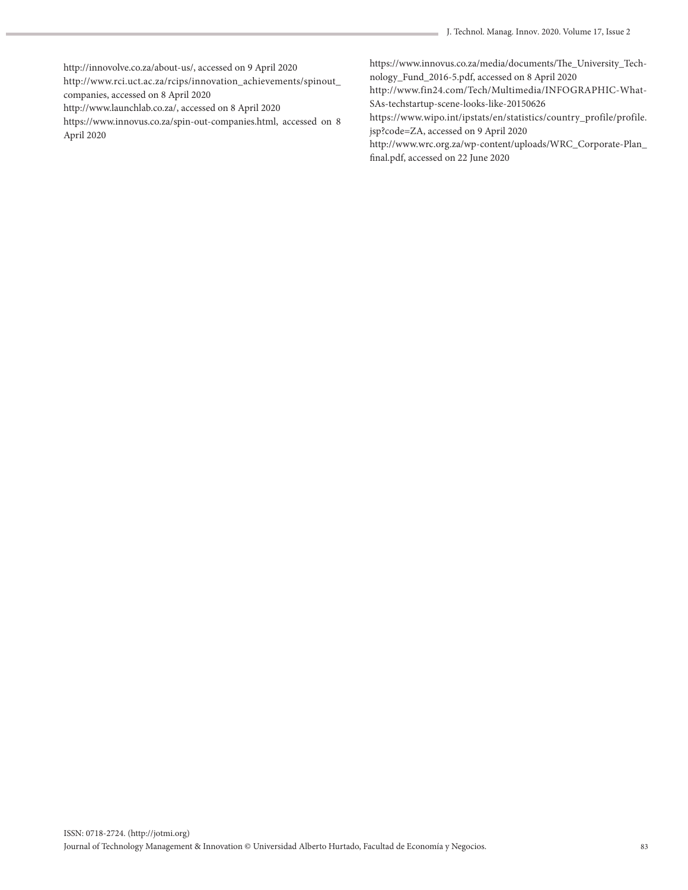http://innovolve.co.za/about-us/, accessed on 9 April 2020

http://www.rci.uct.ac.za/rcips/innovation_achievements/spinout_companies, accessed on 8 April 2020

http://www.launchlab.co.za/, accessed on 8 April 2020

https://www.innovus.co.za/spin-out-companies.html, accessed on 8 April 2020

https://www.innovus.co.za/media/documents/The_University_Technology_Fund_2016-5.pdf, accessed on 8 April 2020

http://www.fin24.com/Tech/Multimedia/INFOGRAPHIC-What-SAs-techstartup-scene-looks-like-20150626

https://www.wipo.int/ipstats/en/statistics/country_profile/profile.jsp?code=ZA, accessed on 9 April 2020

http://www.wrc.org.za/wp-content/uploads/WRC_Corporate-Plan_final.pdf, accessed on 22 June 2020